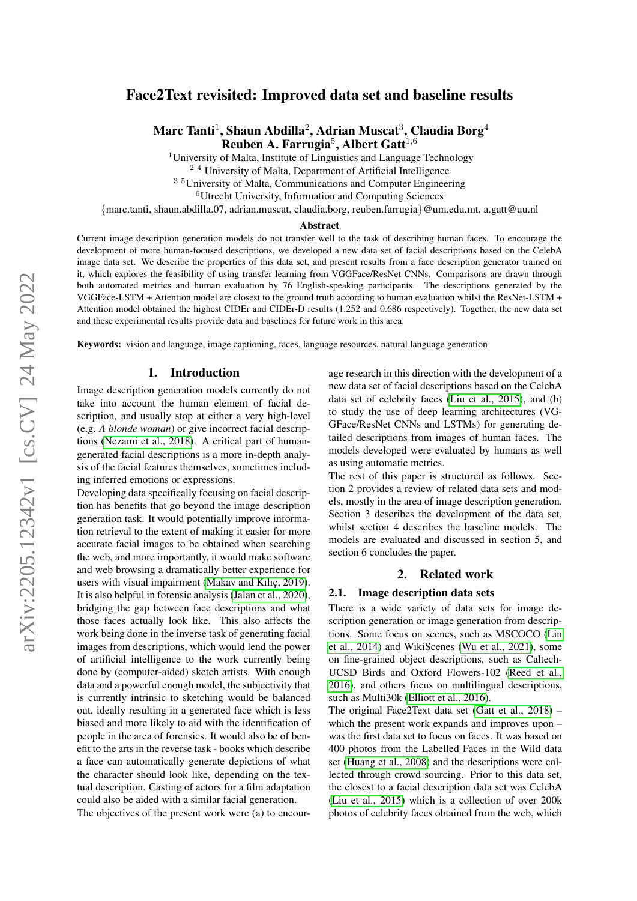# Face2Text revisited: Improved data set and baseline results

**Marc Tanti[1], Shaun Abdilla[2], Adrian Muscat[3], Claudia Borg[4]**
**Reuben A. Farrugia[5], Albert Gatt[1,6]**

[1]University of Malta, Institute of Linguistics and Language Technology
[2 4] University of Malta, Department of Artificial Intelligence
[3 5]University of Malta, Communications and Computer Engineering
[6]Utrecht University, Information and Computing Sciences
{marc.tanti, shaun.abdilla.07, adrian.muscat, claudia.borg, reuben.farrugia}@um.edu.mt, a.gatt@uu.nl

### Abstract

Current image description generation models do not transfer well to the task of describing human faces. To encourage the development of more human-focused descriptions, we developed a new data set of facial descriptions based on the CelebA image data set. We describe the properties of this data set, and present results from a face description generator trained on it, which explores the feasibility of using transfer learning from VGGFace/ResNet CNNs. Comparisons are drawn through both automated metrics and human evaluation by 76 English-speaking participants. The descriptions generated by the VGGFace-LSTM + Attention model are closest to the ground truth according to human evaluation whilst the ResNet-LSTM + Attention model obtained the highest CIDEr and CIDEr-D results (1.252 and 0.686 respectively). Together, the new data set and these experimental results provide data and baselines for future work in this area.

**Keywords:** vision and language, image captioning, faces, language resources, natural language generation

## 1. Introduction

Image description generation models currently do not take into account the human element of facial description, and usually stop at either a very high-level (e.g. *A blonde woman*) or give incorrect facial descriptions (Nezami et al., 2018). A critical part of human-generated facial descriptions is a more in-depth analysis of the facial features themselves, sometimes including inferred emotions or expressions.

Developing data specifically focusing on facial description has benefits that go beyond the image description generation task. It would potentially improve information retrieval to the extent of making it easier for more accurate facial images to be obtained when searching the web, and more importantly, it would make software and web browsing a dramatically better experience for users with visual impairment (Makav and Kılıç, 2019). It is also helpful in forensic analysis (Jalan et al., 2020), bridging the gap between face descriptions and what those faces actually look like. This also affects the work being done in the inverse task of generating facial images from descriptions, which would lend the power of artificial intelligence to the work currently being done by (computer-aided) sketch artists. With enough data and a powerful enough model, the subjectivity that is currently intrinsic to sketching would be balanced out, ideally resulting in a generated face which is less biased and more likely to aid with the identification of people in the area of forensics. It would also be of benefit to the arts in the reverse task - books which describe a face can automatically generate depictions of what the character should look like, depending on the textual description. Casting of actors for a film adaptation could also be aided with a similar facial generation.

The objectives of the present work were (a) to encourage research in this direction with the development of a new data set of facial descriptions based on the CelebA data set of celebrity faces (Liu et al., 2015), and (b) to study the use of deep learning architectures (VGGFace/ResNet CNNs and LSTMs) for generating detailed descriptions from images of human faces. The models developed were evaluated by humans as well as using automatic metrics.

The rest of this paper is structured as follows. Section 2 provides a review of related data sets and models, mostly in the area of image description generation. Section 3 describes the development of the data set, whilst section 4 describes the baseline models. The models are evaluated and discussed in section 5, and section 6 concludes the paper.

## 2. Related work

### 2.1. Image description data sets

There is a wide variety of data sets for image description generation or image generation from descriptions. Some focus on scenes, such as MSCOCO (Lin et al., 2014) and WikiScenes (Wu et al., 2021), some on fine-grained object descriptions, such as Caltech-UCSD Birds and Oxford Flowers-102 (Reed et al., 2016), and others focus on multilingual descriptions, such as Multi30k (Elliott et al., 2016).

The original Face2Text data set (Gatt et al., 2018) – which the present work expands and improves upon – was the first data set to focus on faces. It was based on 400 photos from the Labelled Faces in the Wild data set (Huang et al., 2008) and the descriptions were collected through crowd sourcing. Prior to this data set, the closest to a facial description data set was CelebA (Liu et al., 2015) which is a collection of over 200k photos of celebrity faces obtained from the web, which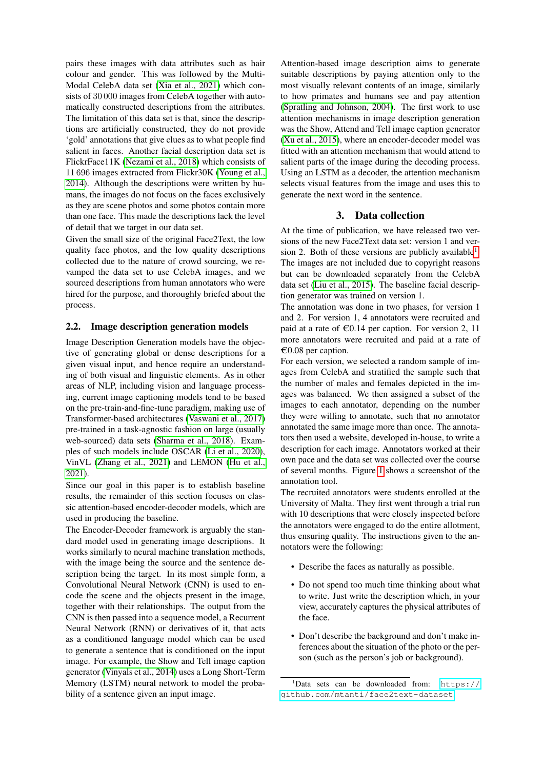pairs these images with data attributes such as hair colour and gender. This was followed by the Multi-Modal CelebA data set (Xia et al., 2021) which consists of 30 000 images from CelebA together with automatically constructed descriptions from the attributes. The limitation of this data set is that, since the descriptions are artificially constructed, they do not provide 'gold' annotations that give clues as to what people find salient in faces. Another facial description data set is FlickrFace11K (Nezami et al., 2018) which consists of 11 696 images extracted from Flickr30K (Young et al., 2014). Although the descriptions were written by humans, the images do not focus on the faces exclusively as they are scene photos and some photos contain more than one face. This made the descriptions lack the level of detail that we target in our data set.

Given the small size of the original Face2Text, the low quality face photos, and the low quality descriptions collected due to the nature of crowd sourcing, we revamped the data set to use CelebA images, and we sourced descriptions from human annotators who were hired for the purpose, and thoroughly briefed about the process.

### 2.2. Image description generation models

Image Description Generation models have the objective of generating global or dense descriptions for a given visual input, and hence require an understanding of both visual and linguistic elements. As in other areas of NLP, including vision and language processing, current image captioning models tend to be based on the pre-train-and-fine-tune paradigm, making use of Transformer-based architectures (Vaswani et al., 2017) pre-trained in a task-agnostic fashion on large (usually web-sourced) data sets (Sharma et al., 2018). Examples of such models include OSCAR (Li et al., 2020), VinVL (Zhang et al., 2021) and LEMON (Hu et al., 2021).

Since our goal in this paper is to establish baseline results, the remainder of this section focuses on classic attention-based encoder-decoder models, which are used in producing the baseline.

The Encoder-Decoder framework is arguably the standard model used in generating image descriptions. It works similarly to neural machine translation methods, with the image being the source and the sentence description being the target. In its most simple form, a Convolutional Neural Network (CNN) is used to encode the scene and the objects present in the image, together with their relationships. The output from the CNN is then passed into a sequence model, a Recurrent Neural Network (RNN) or derivatives of it, that acts as a conditioned language model which can be used to generate a sentence that is conditioned on the input image. For example, the Show and Tell image caption generator (Vinyals et al., 2014) uses a Long Short-Term Memory (LSTM) neural network to model the probability of a sentence given an input image.

Attention-based image description aims to generate suitable descriptions by paying attention only to the most visually relevant contents of an image, similarly to how primates and humans see and pay attention (Spratling and Johnson, 2004). The first work to use attention mechanisms in image description generation was the Show, Attend and Tell image caption generator (Xu et al., 2015), where an encoder-decoder model was fitted with an attention mechanism that would attend to salient parts of the image during the decoding process. Using an LSTM as a decoder, the attention mechanism selects visual features from the image and uses this to generate the next word in the sentence.

## 3. Data collection

At the time of publication, we have released two versions of the new Face2Text data set: version 1 and version 2. Both of these versions are publicly available[1]. The images are not included due to copyright reasons but can be downloaded separately from the CelebA data set (Liu et al., 2015). The baseline facial description generator was trained on version 1.

The annotation was done in two phases, for version 1 and 2. For version 1, 4 annotators were recruited and paid at a rate of €0.14 per caption. For version 2, 11 more annotators were recruited and paid at a rate of €0.08 per caption.

For each version, we selected a random sample of images from CelebA and stratified the sample such that the number of males and females depicted in the images was balanced. We then assigned a subset of the images to each annotator, depending on the number they were willing to annotate, such that no annotator annotated the same image more than once. The annotators then used a website, developed in-house, to write a description for each image. Annotators worked at their own pace and the data set was collected over the course of several months. Figure 1 shows a screenshot of the annotation tool.

The recruited annotators were students enrolled at the University of Malta. They first went through a trial run with 10 descriptions that were closely inspected before the annotators were engaged to do the entire allotment, thus ensuring quality. The instructions given to the annotators were the following:

- Describe the faces as naturally as possible.
- Do not spend too much time thinking about what to write. Just write the description which, in your view, accurately captures the physical attributes of the face.
- Don't describe the background and don't make inferences about the situation of the photo or the person (such as the person's job or background).

[1] Data sets can be downloaded from: https://github.com/mtanti/face2text-dataset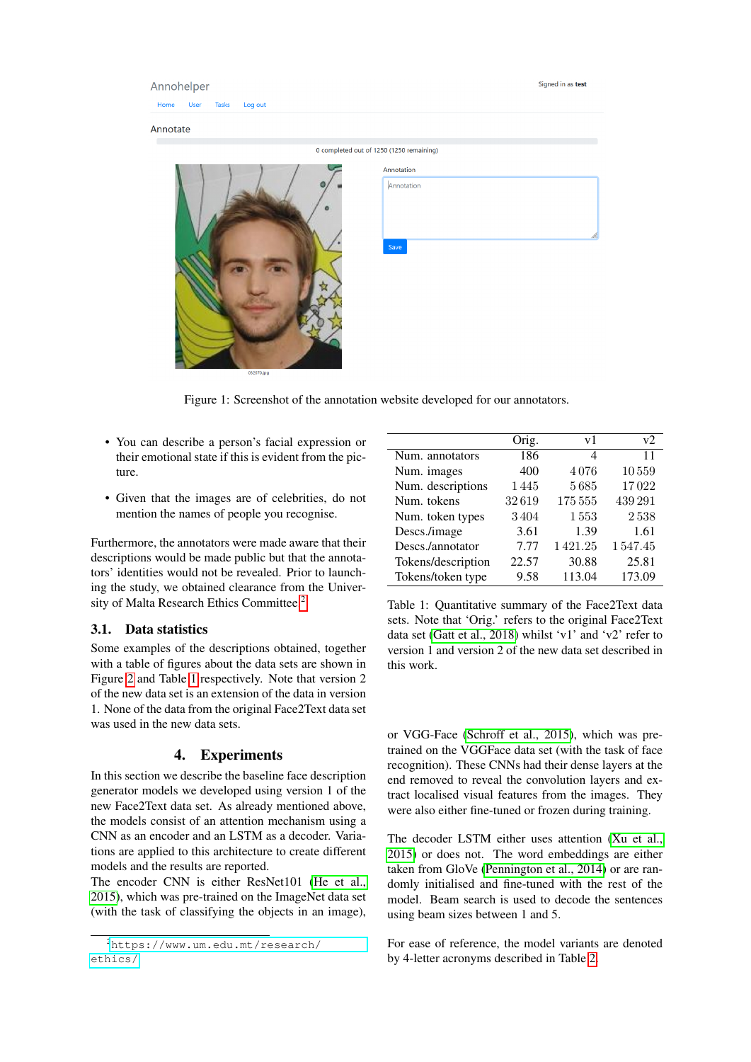Figure 1: Screenshot of the annotation website developed for our annotators.

- You can describe a person's facial expression or their emotional state if this is evident from the picture.
- Given that the images are of celebrities, do not mention the names of people you recognise.

Furthermore, the annotators were made aware that their descriptions would be made public but that the annotators' identities would not be revealed. Prior to launching the study, we obtained clearance from the University of Malta Research Ethics Committee[2].

## 3.1. Data statistics

Some examples of the descriptions obtained, together with a table of figures about the data sets are shown in Figure 2 and Table 1 respectively. Note that version 2 of the new data set is an extension of the data in version 1. None of the data from the original Face2Text data set was used in the new data sets.

|  | Orig. | v1 | v2 |
|---|---|---|---|
| Num. annotators | 186 | 4 | 11 |
| Num. images | 400 | 4 076 | 10 559 |
| Num. descriptions | 1 445 | 5 685 | 17 022 |
| Num. tokens | 32 619 | 175 555 | 439 291 |
| Num. token types | 3 404 | 1 553 | 2 538 |
| Descs./image | 3.61 | 1.39 | 1.61 |
| Descs./annotator | 7.77 | 1 421.25 | 1 547.45 |
| Tokens/description | 22.57 | 30.88 | 25.81 |
| Tokens/token type | 9.58 | 113.04 | 173.09 |

Table 1: Quantitative summary of the Face2Text data sets. Note that 'Orig.' refers to the original Face2Text data set (Gatt et al., 2018) whilst 'v1' and 'v2' refer to version 1 and version 2 of the new data set described in this work.

# 4. Experiments

In this section we describe the baseline face description generator models we developed using version 1 of the new Face2Text data set. As already mentioned above, the models consist of an attention mechanism using a CNN as an encoder and an LSTM as a decoder. Variations are applied to this architecture to create different models and the results are reported.

The encoder CNN is either ResNet101 (He et al., 2015), which was pre-trained on the ImageNet data set (with the task of classifying the objects in an image), or VGG-Face (Schroff et al., 2015), which was pre-trained on the VGGFace data set (with the task of face recognition). These CNNs had their dense layers at the end removed to reveal the convolution layers and extract localised visual features from the images. They were also either fine-tuned or frozen during training.

The decoder LSTM either uses attention (Xu et al., 2015) or does not. The word embeddings are either taken from GloVe (Pennington et al., 2014) or are randomly initialised and fine-tuned with the rest of the model. Beam search is used to decode the sentences using beam sizes between 1 and 5.

For ease of reference, the model variants are denoted by 4-letter acronyms described in Table 2.

[2] https://www.um.edu.mt/research/ethics/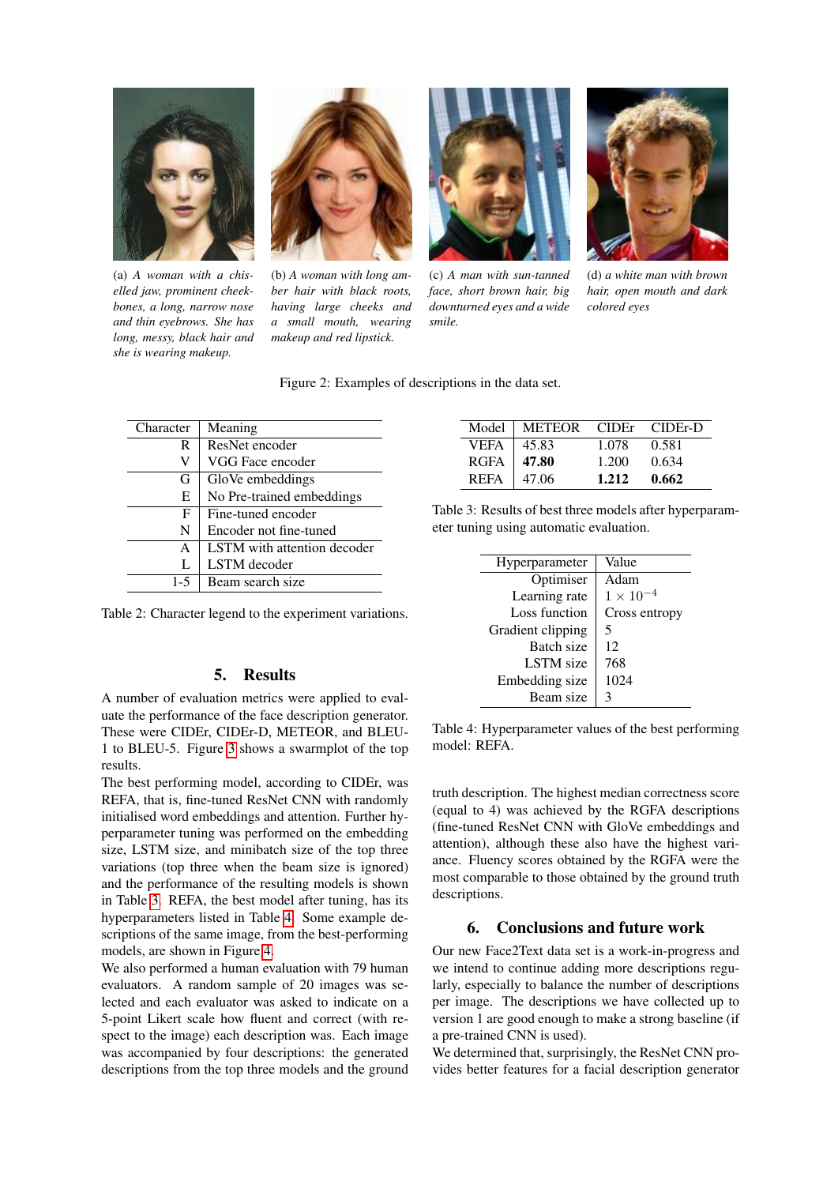(a) *A woman with a chiselled jaw, prominent cheekbones, a long, narrow nose and thin eyebrows. She has long, messy, black hair and she is wearing makeup.*

(b) *A woman with long amber hair with black roots, having large cheeks and a small mouth, wearing makeup and red lipstick.*

(c) *A man with sun-tanned face, short brown hair, big downturned eyes and a wide smile.*

(d) *a white man with brown hair, open mouth and dark colored eyes*

Figure 2: Examples of descriptions in the data set.

| Character | Meaning |
|---|---|
| R | ResNet encoder |
| V | VGG Face encoder |
| G | GloVe embeddings |
| E | No Pre-trained embeddings |
| F | Fine-tuned encoder |
| N | Encoder not fine-tuned |
| A | LSTM with attention decoder |
| L | LSTM decoder |
| 1-5 | Beam search size |

Table 2: Character legend to the experiment variations.

## 5. Results

A number of evaluation metrics were applied to evaluate the performance of the face description generator. These were CIDEr, CIDEr-D, METEOR, and BLEU-1 to BLEU-5. Figure 3 shows a swarmplot of the top results.

The best performing model, according to CIDEr, was REFA, that is, fine-tuned ResNet CNN with randomly initialised word embeddings and attention. Further hyperparameter tuning was performed on the embedding size, LSTM size, and minibatch size of the top three variations (top three when the beam size is ignored) and the performance of the resulting models is shown in Table 3. REFA, the best model after tuning, has its hyperparameters listed in Table 4. Some example descriptions of the same image, from the best-performing models, are shown in Figure 4.

We also performed a human evaluation with 79 human evaluators. A random sample of 20 images was selected and each evaluator was asked to indicate on a 5-point Likert scale how fluent and correct (with respect to the image) each description was. Each image was accompanied by four descriptions: the generated descriptions from the top three models and the ground truth description. The highest median correctness score (equal to 4) was achieved by the RGFA descriptions (fine-tuned ResNet CNN with GloVe embeddings and attention), although these also have the highest variance. Fluency scores obtained by the RGFA were the most comparable to those obtained by the ground truth descriptions.

| Model | METEOR | CIDEr | CIDEr-D |
|---|---|---|---|
| VEFA | 45.83 | 1.078 | 0.581 |
| RGFA | **47.80** | 1.200 | 0.634 |
| REFA | 47.06 | **1.212** | **0.662** |

Table 3: Results of best three models after hyperparameter tuning using automatic evaluation.

| Hyperparameter | Value |
|---|---|
| Optimiser | Adam |
| Learning rate | $1 \times 10^{-4}$ |
| Loss function | Cross entropy |
| Gradient clipping | 5 |
| Batch size | 12 |
| LSTM size | 768 |
| Embedding size | 1024 |
| Beam size | 3 |

Table 4: Hyperparameter values of the best performing model: REFA.

## 6. Conclusions and future work

Our new Face2Text data set is a work-in-progress and we intend to continue adding more descriptions regularly, especially to balance the number of descriptions per image. The descriptions we have collected up to version 1 are good enough to make a strong baseline (if a pre-trained CNN is used).

We determined that, surprisingly, the ResNet CNN provides better features for a facial description generator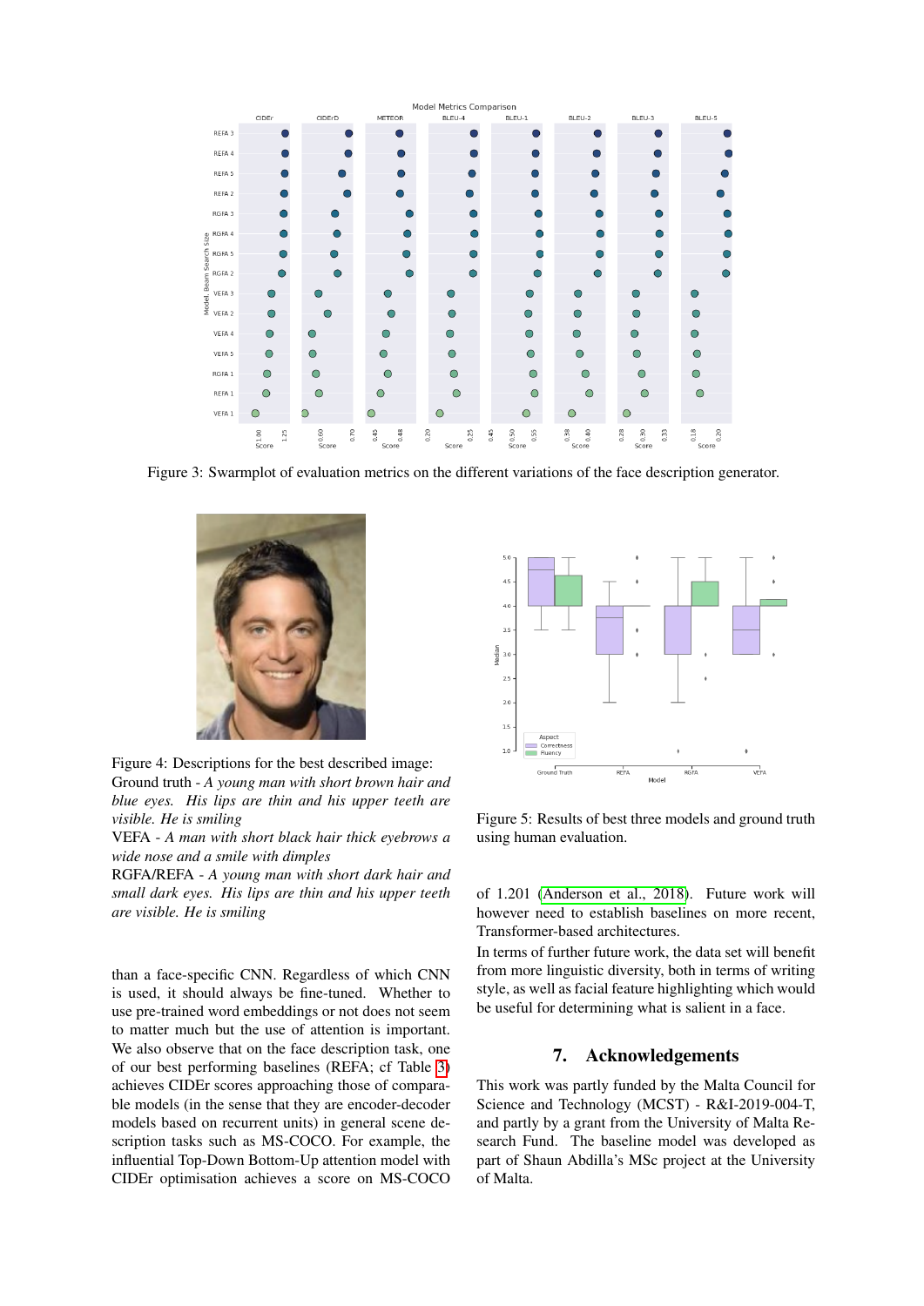Model Metrics Comparison

CIDEr CIDErD METEOR BLEU-4 BLEU-1 BLEU-2 BLEU-3 BLEU-5

Model, Beam Search Size

REFA 3
REFA 4
REFA 5
REFA 2
RGFA 3
RGFA 4
RGFA 5
RGFA 2
VEFA 3
VEFA 2
VEFA 4
VEFA 5
RGFA 1
REFA 1
VEFA 1

1.00 1.25 Score
0.60 0.70 Score
0.45 0.48 Score
0.20 0.25 Score
0.45 0.50 0.55 Score
0.38 0.40 Score
0.28 0.30 0.33 Score
0.18 0.20 Score

Figure 3: Swarmplot of evaluation metrics on the different variations of the face description generator.

Figure 4: Descriptions for the best described image:
Ground truth - *A young man with short brown hair and blue eyes. His lips are thin and his upper teeth are visible. He is smiling*
VEFA - *A man with short black hair thick eyebrows a wide nose and a smile with dimples*
RGFA/REFA - *A young man with short dark hair and small dark eyes. His lips are thin and his upper teeth are visible. He is smiling*

Median

5.0
4.5
4.0
3.5
3.0
2.5
2.0
1.5
1.0

Aspect
Correctness
Fluency

Ground Truth REFA RGFA VEFA

Model

Figure 5: Results of best three models and ground truth using human evaluation.

than a face-specific CNN. Regardless of which CNN is used, it should always be fine-tuned. Whether to use pre-trained word embeddings or not does not seem to matter much but the use of attention is important. We also observe that on the face description task, one of our best performing baselines (REFA; cf Table 3) achieves CIDEr scores approaching those of comparable models (in the sense that they are encoder-decoder models based on recurrent units) in general scene description tasks such as MS-COCO. For example, the influential Top-Down Bottom-Up attention model with CIDEr optimisation achieves a score on MS-COCO of 1.201 (Anderson et al., 2018). Future work will however need to establish baselines on more recent, Transformer-based architectures.

In terms of further future work, the data set will benefit from more linguistic diversity, both in terms of writing style, as well as facial feature highlighting which would be useful for determining what is salient in a face.

## 7. Acknowledgements

This work was partly funded by the Malta Council for Science and Technology (MCST) - R&I-2019-004-T, and partly by a grant from the University of Malta Research Fund. The baseline model was developed as part of Shaun Abdilla's MSc project at the University of Malta.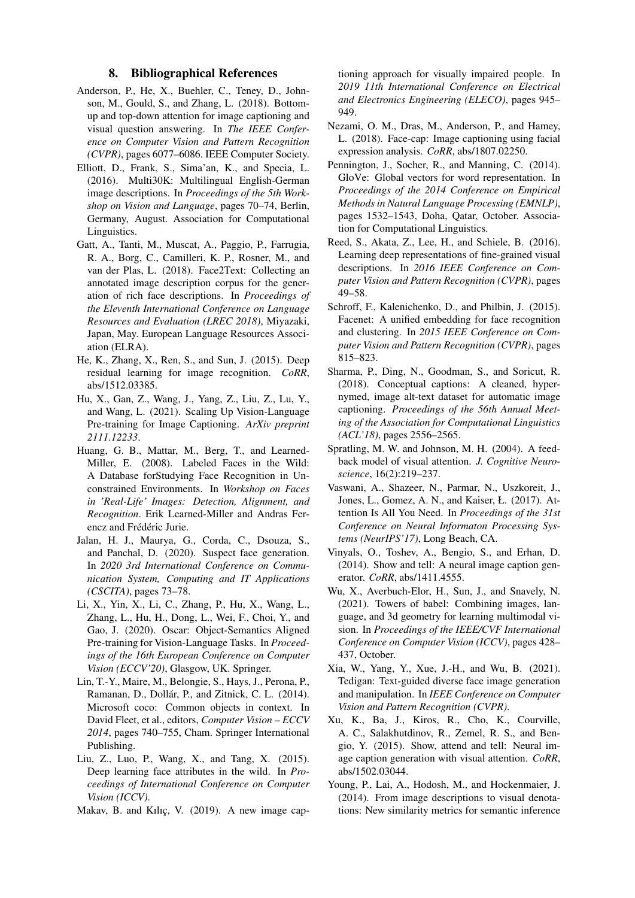## 8. Bibliographical References

Anderson, P., He, X., Buehler, C., Teney, D., Johnson, M., Gould, S., and Zhang, L. (2018). Bottom-up and top-down attention for image captioning and visual question answering. In *The IEEE Conference on Computer Vision and Pattern Recognition (CVPR)*, pages 6077–6086. IEEE Computer Society.

Elliott, D., Frank, S., Sima'an, K., and Specia, L. (2016). Multi30K: Multilingual English-German image descriptions. In *Proceedings of the 5th Workshop on Vision and Language*, pages 70–74, Berlin, Germany, August. Association for Computational Linguistics.

Gatt, A., Tanti, M., Muscat, A., Paggio, P., Farrugia, R. A., Borg, C., Camilleri, K. P., Rosner, M., and van der Plas, L. (2018). Face2Text: Collecting an annotated image description corpus for the generation of rich face descriptions. In *Proceedings of the Eleventh International Conference on Language Resources and Evaluation (LREC 2018)*, Miyazaki, Japan, May. European Language Resources Association (ELRA).

He, K., Zhang, X., Ren, S., and Sun, J. (2015). Deep residual learning for image recognition. *CoRR*, abs/1512.03385.

Hu, X., Gan, Z., Wang, J., Yang, Z., Liu, Z., Lu, Y., and Wang, L. (2021). Scaling Up Vision-Language Pre-training for Image Captioning. *ArXiv preprint 2111.12233*.

Huang, G. B., Mattar, M., Berg, T., and Learned-Miller, E. (2008). Labeled Faces in the Wild: A Database forStudying Face Recognition in Unconstrained Environments. In *Workshop on Faces in 'Real-Life' Images: Detection, Alignment, and Recognition*. Erik Learned-Miller and Andras Ferencz and Frédéric Jurie.

Jalan, H. J., Maurya, G., Corda, C., Dsouza, S., and Panchal, D. (2020). Suspect face generation. In *2020 3rd International Conference on Communication System, Computing and IT Applications (CSCITA)*, pages 73–78.

Li, X., Yin, X., Li, C., Zhang, P., Hu, X., Wang, L., Zhang, L., Hu, H., Dong, L., Wei, F., Choi, Y., and Gao, J. (2020). Oscar: Object-Semantics Aligned Pre-training for Vision-Language Tasks. In *Proceedings of the 16th European Conference on Computer Vision (ECCV'20)*, Glasgow, UK. Springer.

Lin, T.-Y., Maire, M., Belongie, S., Hays, J., Perona, P., Ramanan, D., Dollár, P., and Zitnick, C. L. (2014). Microsoft coco: Common objects in context. In David Fleet, et al., editors, *Computer Vision – ECCV 2014*, pages 740–755, Cham. Springer International Publishing.

Liu, Z., Luo, P., Wang, X., and Tang, X. (2015). Deep learning face attributes in the wild. In *Proceedings of International Conference on Computer Vision (ICCV)*.

Makav, B. and Kılıç, V. (2019). A new image captioning approach for visually impaired people. In *2019 11th International Conference on Electrical and Electronics Engineering (ELECO)*, pages 945–949.

Nezami, O. M., Dras, M., Anderson, P., and Hamey, L. (2018). Face-cap: Image captioning using facial expression analysis. *CoRR*, abs/1807.02250.

Pennington, J., Socher, R., and Manning, C. (2014). GloVe: Global vectors for word representation. In *Proceedings of the 2014 Conference on Empirical Methods in Natural Language Processing (EMNLP)*, pages 1532–1543, Doha, Qatar, October. Association for Computational Linguistics.

Reed, S., Akata, Z., Lee, H., and Schiele, B. (2016). Learning deep representations of fine-grained visual descriptions. In *2016 IEEE Conference on Computer Vision and Pattern Recognition (CVPR)*, pages 49–58.

Schroff, F., Kalenichenko, D., and Philbin, J. (2015). Facenet: A unified embedding for face recognition and clustering. In *2015 IEEE Conference on Computer Vision and Pattern Recognition (CVPR)*, pages 815–823.

Sharma, P., Ding, N., Goodman, S., and Soricut, R. (2018). Conceptual captions: A cleaned, hypernymed, image alt-text dataset for automatic image captioning. *Proceedings of the 56th Annual Meeting of the Association for Computational Linguistics (ACL'18)*, pages 2556–2565.

Spratling, M. W. and Johnson, M. H. (2004). A feedback model of visual attention. *J. Cognitive Neuroscience*, 16(2):219–237.

Vaswani, A., Shazeer, N., Parmar, N., Uszkoreit, J., Jones, L., Gomez, A. N., and Kaiser, Ł. (2017). Attention Is All You Need. In *Proceedings of the 31st Conference on Neural Informaton Processing Systems (NeurIPS'17)*, Long Beach, CA.

Vinyals, O., Toshev, A., Bengio, S., and Erhan, D. (2014). Show and tell: A neural image caption generator. *CoRR*, abs/1411.4555.

Wu, X., Averbuch-Elor, H., Sun, J., and Snavely, N. (2021). Towers of babel: Combining images, language, and 3d geometry for learning multimodal vision. In *Proceedings of the IEEE/CVF International Conference on Computer Vision (ICCV)*, pages 428–437, October.

Xia, W., Yang, Y., Xue, J.-H., and Wu, B. (2021). Tedigan: Text-guided diverse face image generation and manipulation. In *IEEE Conference on Computer Vision and Pattern Recognition (CVPR)*.

Xu, K., Ba, J., Kiros, R., Cho, K., Courville, A. C., Salakhutdinov, R., Zemel, R. S., and Bengio, Y. (2015). Show, attend and tell: Neural image caption generation with visual attention. *CoRR*, abs/1502.03044.

Young, P., Lai, A., Hodosh, M., and Hockenmaier, J. (2014). From image descriptions to visual denotations: New similarity metrics for semantic inference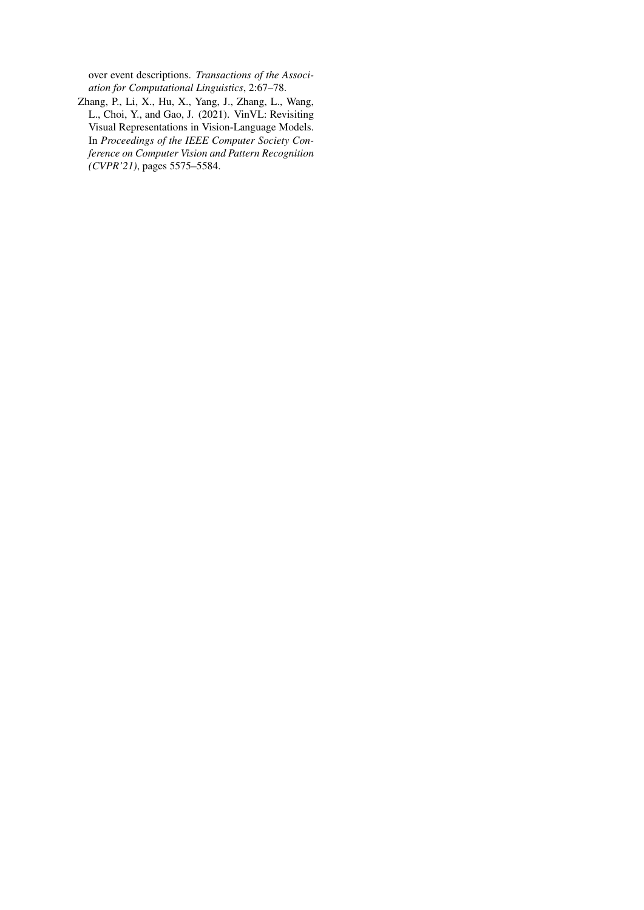over event descriptions. *Transactions of the Association for Computational Linguistics*, 2:67–78.

Zhang, P., Li, X., Hu, X., Yang, J., Zhang, L., Wang, L., Choi, Y., and Gao, J. (2021). VinVL: Revisiting Visual Representations in Vision-Language Models. In *Proceedings of the IEEE Computer Society Conference on Computer Vision and Pattern Recognition (CVPR'21)*, pages 5575–5584.